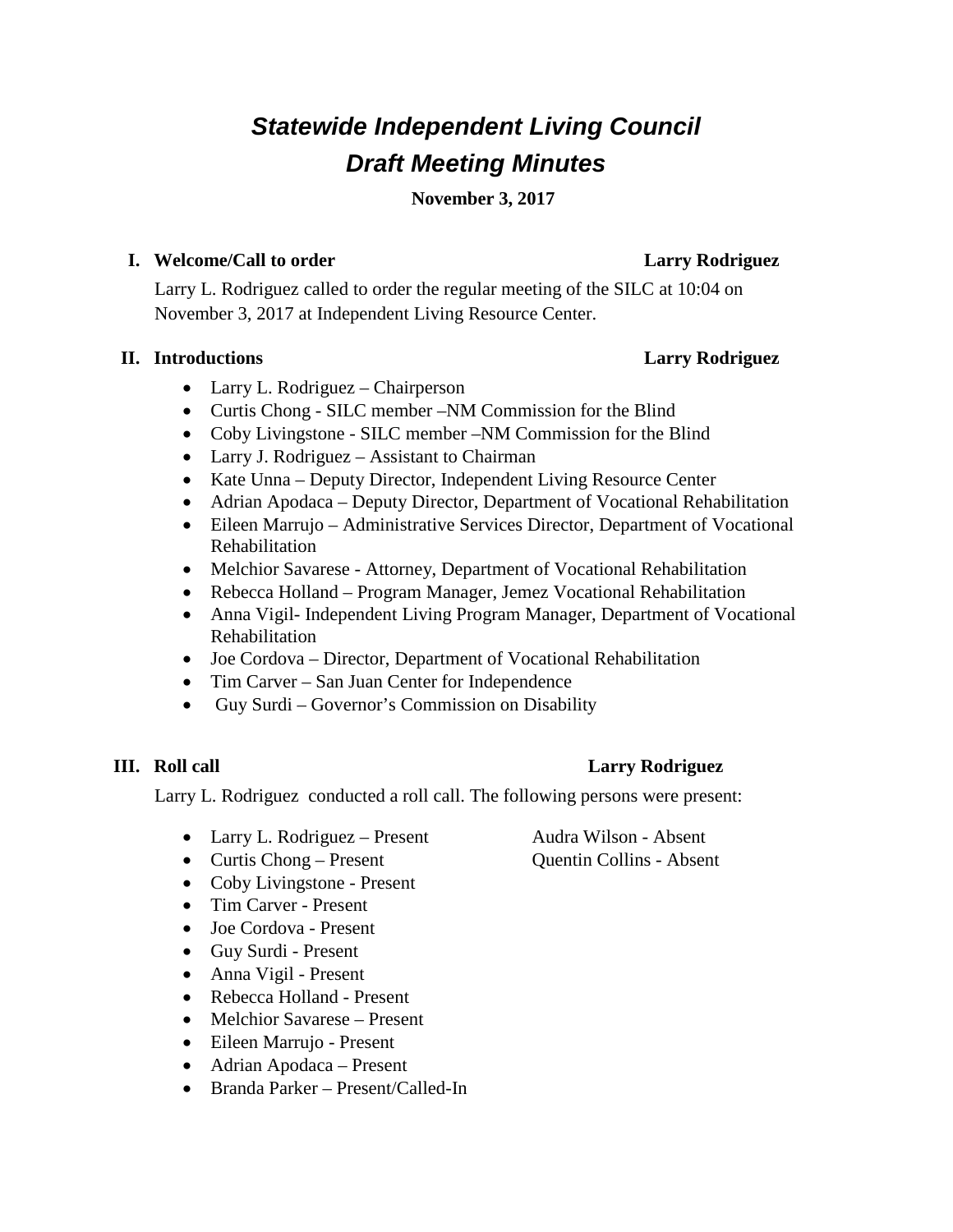# *Statewide Independent Living Council*
# *Draft Meeting Minutes*

**November 3, 2017**

## I. Welcome/Call to order — Larry Rodriguez

Larry L. Rodriguez called to order the regular meeting of the SILC at 10:04 on November 3, 2017 at Independent Living Resource Center.

## II. Introductions — Larry Rodriguez

- Larry L. Rodriguez – Chairperson
- Curtis Chong - SILC member –NM Commission for the Blind
- Coby Livingstone - SILC member –NM Commission for the Blind
- Larry J. Rodriguez – Assistant to Chairman
- Kate Unna – Deputy Director, Independent Living Resource Center
- Adrian Apodaca – Deputy Director, Department of Vocational Rehabilitation
- Eileen Marrujo – Administrative Services Director, Department of Vocational Rehabilitation
- Melchior Savarese - Attorney, Department of Vocational Rehabilitation
- Rebecca Holland – Program Manager, Jemez Vocational Rehabilitation
- Anna Vigil- Independent Living Program Manager, Department of Vocational Rehabilitation
- Joe Cordova – Director, Department of Vocational Rehabilitation
- Tim Carver – San Juan Center for Independence
- Guy Surdi – Governor's Commission on Disability

## III. Roll call — Larry Rodriguez

Larry L. Rodriguez conducted a roll call. The following persons were present:

- Larry L. Rodriguez – Present
- Curtis Chong – Present
- Coby Livingstone - Present
- Tim Carver - Present
- Joe Cordova - Present
- Guy Surdi - Present
- Anna Vigil - Present
- Rebecca Holland - Present
- Melchior Savarese – Present
- Eileen Marrujo - Present
- Adrian Apodaca – Present
- Branda Parker – Present/Called-In

Audra Wilson - Absent
Quentin Collins - Absent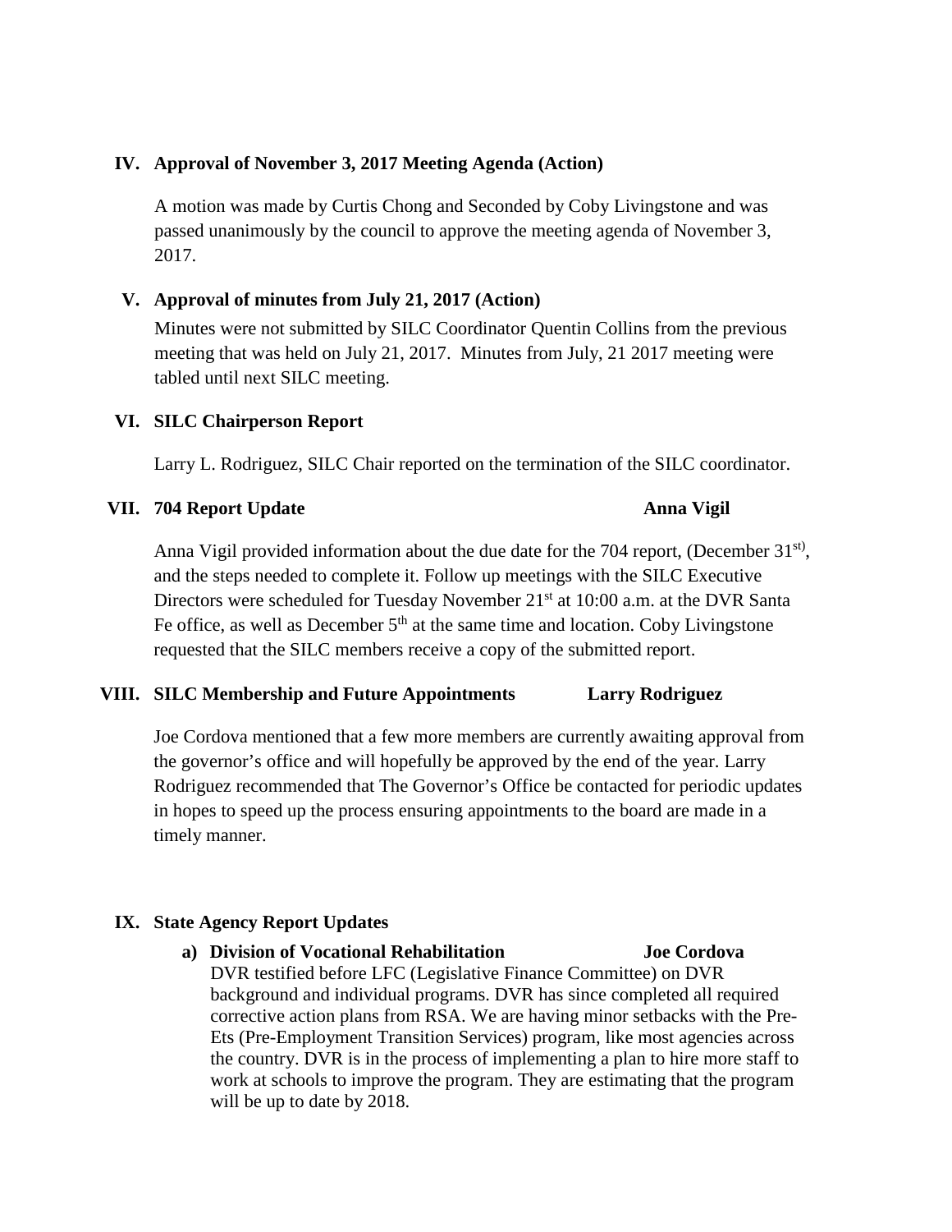## IV. Approval of November 3, 2017 Meeting Agenda (Action)

A motion was made by Curtis Chong and Seconded by Coby Livingstone and was passed unanimously by the council to approve the meeting agenda of November 3, 2017.

## V. Approval of minutes from July 21, 2017 (Action)

Minutes were not submitted by SILC Coordinator Quentin Collins from the previous meeting that was held on July 21, 2017. Minutes from July, 21 2017 meeting were tabled until next SILC meeting.

## VI. SILC Chairperson Report

Larry L. Rodriguez, SILC Chair reported on the termination of the SILC coordinator.

## VII. 704 Report Update — Anna Vigil

Anna Vigil provided information about the due date for the 704 report, (December 31st), and the steps needed to complete it. Follow up meetings with the SILC Executive Directors were scheduled for Tuesday November 21st at 10:00 a.m. at the DVR Santa Fe office, as well as December 5th at the same time and location. Coby Livingstone requested that the SILC members receive a copy of the submitted report.

## VIII. SILC Membership and Future Appointments — Larry Rodriguez

Joe Cordova mentioned that a few more members are currently awaiting approval from the governor's office and will hopefully be approved by the end of the year. Larry Rodriguez recommended that The Governor's Office be contacted for periodic updates in hopes to speed up the process ensuring appointments to the board are made in a timely manner.

## IX. State Agency Report Updates

**a) Division of Vocational Rehabilitation — Joe Cordova**

DVR testified before LFC (Legislative Finance Committee) on DVR background and individual programs. DVR has since completed all required corrective action plans from RSA. We are having minor setbacks with the Pre-Ets (Pre-Employment Transition Services) program, like most agencies across the country. DVR is in the process of implementing a plan to hire more staff to work at schools to improve the program. They are estimating that the program will be up to date by 2018.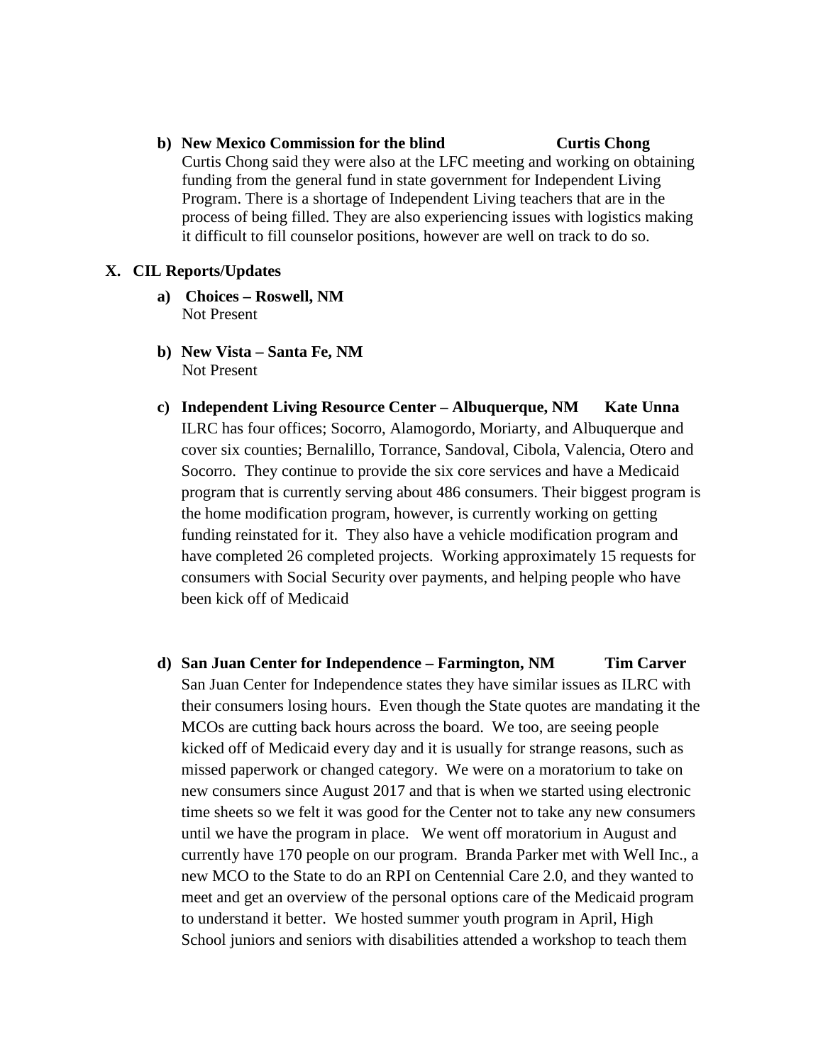**b) New Mexico Commission for the blind — Curtis Chong**

Curtis Chong said they were also at the LFC meeting and working on obtaining funding from the general fund in state government for Independent Living Program. There is a shortage of Independent Living teachers that are in the process of being filled. They are also experiencing issues with logistics making it difficult to fill counselor positions, however are well on track to do so.

## X. CIL Reports/Updates

**a) Choices – Roswell, NM**

Not Present

**b) New Vista – Santa Fe, NM**

Not Present

**c) Independent Living Resource Center – Albuquerque, NM — Kate Unna**

ILRC has four offices; Socorro, Alamogordo, Moriarty, and Albuquerque and cover six counties; Bernalillo, Torrance, Sandoval, Cibola, Valencia, Otero and Socorro. They continue to provide the six core services and have a Medicaid program that is currently serving about 486 consumers. Their biggest program is the home modification program, however, is currently working on getting funding reinstated for it. They also have a vehicle modification program and have completed 26 completed projects. Working approximately 15 requests for consumers with Social Security over payments, and helping people who have been kick off of Medicaid

**d) San Juan Center for Independence – Farmington, NM — Tim Carver**

San Juan Center for Independence states they have similar issues as ILRC with their consumers losing hours. Even though the State quotes are mandating it the MCOs are cutting back hours across the board. We too, are seeing people kicked off of Medicaid every day and it is usually for strange reasons, such as missed paperwork or changed category. We were on a moratorium to take on new consumers since August 2017 and that is when we started using electronic time sheets so we felt it was good for the Center not to take any new consumers until we have the program in place. We went off moratorium in August and currently have 170 people on our program. Branda Parker met with Well Inc., a new MCO to the State to do an RPI on Centennial Care 2.0, and they wanted to meet and get an overview of the personal options care of the Medicaid program to understand it better. We hosted summer youth program in April, High School juniors and seniors with disabilities attended a workshop to teach them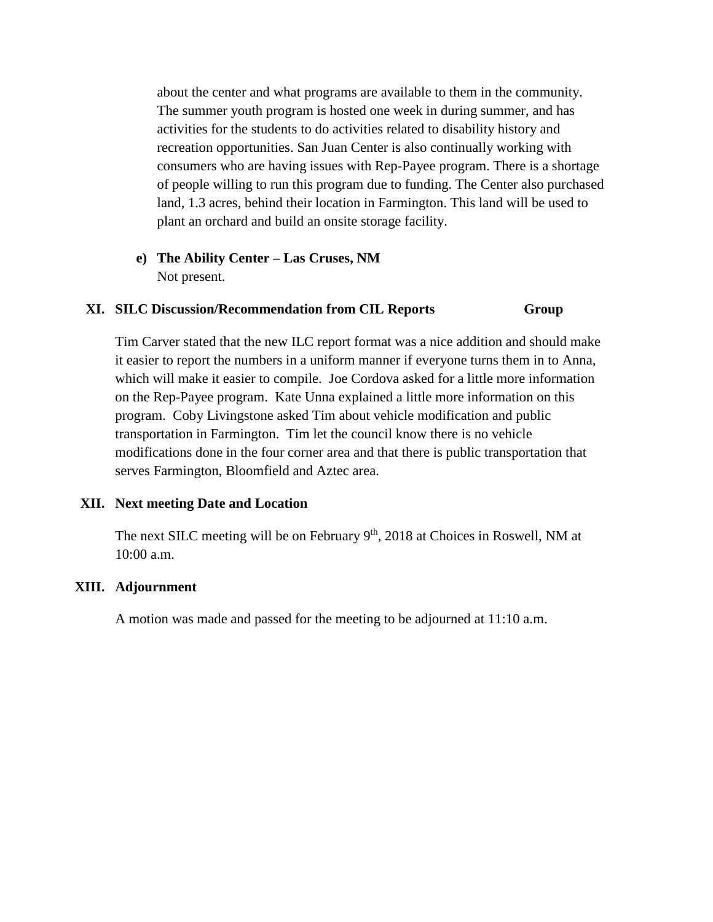about the center and what programs are available to them in the community. The summer youth program is hosted one week in during summer, and has activities for the students to do activities related to disability history and recreation opportunities. San Juan Center is also continually working with consumers who are having issues with Rep-Payee program. There is a shortage of people willing to run this program due to funding. The Center also purchased land, 1.3 acres, behind their location in Farmington. This land will be used to plant an orchard and build an onsite storage facility.

**e) The Ability Center – Las Cruses, NM**
Not present.

**XI. SILC Discussion/Recommendation from CIL Reports — Group**

Tim Carver stated that the new ILC report format was a nice addition and should make it easier to report the numbers in a uniform manner if everyone turns them in to Anna, which will make it easier to compile. Joe Cordova asked for a little more information on the Rep-Payee program. Kate Unna explained a little more information on this program. Coby Livingstone asked Tim about vehicle modification and public transportation in Farmington. Tim let the council know there is no vehicle modifications done in the four corner area and that there is public transportation that serves Farmington, Bloomfield and Aztec area.

**XII. Next meeting Date and Location**

The next SILC meeting will be on February 9th, 2018 at Choices in Roswell, NM at 10:00 a.m.

**XIII. Adjournment**

A motion was made and passed for the meeting to be adjourned at 11:10 a.m.